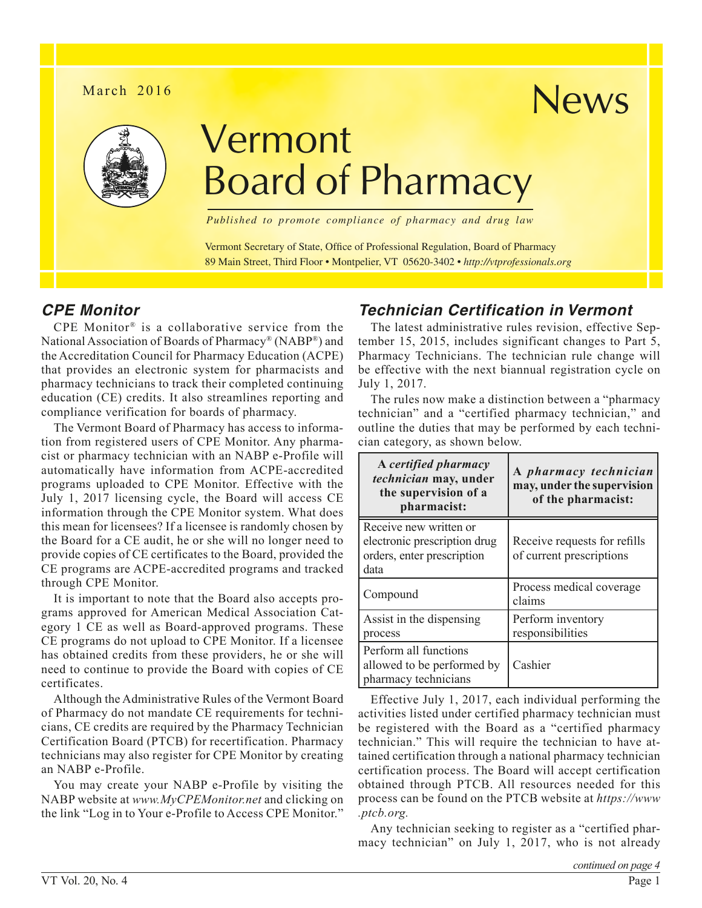March 2016

# Vermont Board of Pharmacy News

*Published to promote compliance of pharmacy and drug law*

Vermont Secretary of State, Office of Professional Regulation, Board of Pharmacy
89 Main Street, Third Floor • Montpelier, VT 05620-3402 • *http://vtprofessionals.org*

## CPE Monitor

CPE Monitor® is a collaborative service from the National Association of Boards of Pharmacy® (NABP®) and the Accreditation Council for Pharmacy Education (ACPE) that provides an electronic system for pharmacists and pharmacy technicians to track their completed continuing education (CE) credits. It also streamlines reporting and compliance verification for boards of pharmacy.

The Vermont Board of Pharmacy has access to information from registered users of CPE Monitor. Any pharmacist or pharmacy technician with an NABP e-Profile will automatically have information from ACPE-accredited programs uploaded to CPE Monitor. Effective with the July 1, 2017 licensing cycle, the Board will access CE information through the CPE Monitor system. What does this mean for licensees? If a licensee is randomly chosen by the Board for a CE audit, he or she will no longer need to provide copies of CE certificates to the Board, provided the CE programs are ACPE-accredited programs and tracked through CPE Monitor.

It is important to note that the Board also accepts programs approved for American Medical Association Category 1 CE as well as Board-approved programs. These CE programs do not upload to CPE Monitor. If a licensee has obtained credits from these providers, he or she will need to continue to provide the Board with copies of CE certificates.

Although the Administrative Rules of the Vermont Board of Pharmacy do not mandate CE requirements for technicians, CE credits are required by the Pharmacy Technician Certification Board (PTCB) for recertification. Pharmacy technicians may also register for CPE Monitor by creating an NABP e-Profile.

You may create your NABP e-Profile by visiting the NABP website at *www.MyCPEMonitor.net* and clicking on the link "Log in to Your e-Profile to Access CPE Monitor."

## Technician Certification in Vermont

The latest administrative rules revision, effective September 15, 2015, includes significant changes to Part 5, Pharmacy Technicians. The technician rule change will be effective with the next biannual registration cycle on July 1, 2017.

The rules now make a distinction between a "pharmacy technician" and a "certified pharmacy technician," and outline the duties that may be performed by each technician category, as shown below.

| A *certified pharmacy technician* may, under the supervision of a pharmacist: | A *pharmacy technician* may, under the supervision of the pharmacist: |
|---|---|
| Receive new written or electronic prescription drug orders, enter prescription data | Receive requests for refills of current prescriptions |
| Compound | Process medical coverage claims |
| Assist in the dispensing process | Perform inventory responsibilities |
| Perform all functions allowed to be performed by pharmacy technicians | Cashier |

Effective July 1, 2017, each individual performing the activities listed under certified pharmacy technician must be registered with the Board as a "certified pharmacy technician." This will require the technician to have attained certification through a national pharmacy technician certification process. The Board will accept certification obtained through PTCB. All resources needed for this process can be found on the PTCB website at *https://www.ptcb.org.*

Any technician seeking to register as a "certified pharmacy technician" on July 1, 2017, who is not already

*continued on page 4*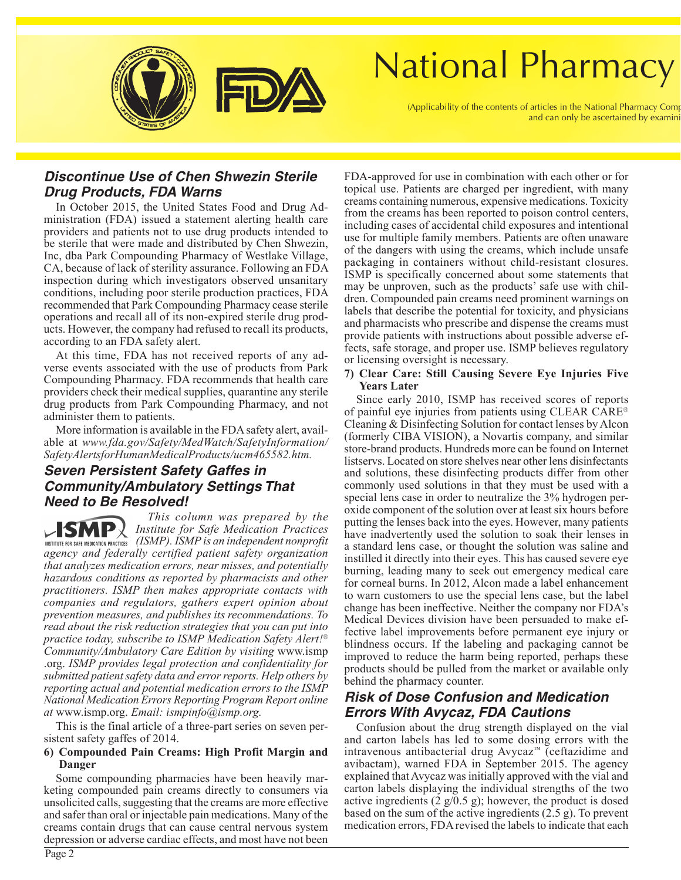# National Pharmacy

(Applicability of the contents of articles in the National Pharmacy Comp
and can only be ascertained by examini

## Discontinue Use of Chen Shwezin Sterile Drug Products, FDA Warns

In October 2015, the United States Food and Drug Administration (FDA) issued a statement alerting health care providers and patients not to use drug products intended to be sterile that were made and distributed by Chen Shwezin, Inc, dba Park Compounding Pharmacy of Westlake Village, CA, because of lack of sterility assurance. Following an FDA inspection during which investigators observed unsanitary conditions, including poor sterile production practices, FDA recommended that Park Compounding Pharmacy cease sterile operations and recall all of its non-expired sterile drug products. However, the company had refused to recall its products, according to an FDA safety alert.

At this time, FDA has not received reports of any adverse events associated with the use of products from Park Compounding Pharmacy. FDA recommends that health care providers check their medical supplies, quarantine any sterile drug products from Park Compounding Pharmacy, and not administer them to patients.

More information is available in the FDA safety alert, available at *www.fda.gov/Safety/MedWatch/SafetyInformation/SafetyAlertsforHumanMedicalProducts/ucm465582.htm.*

## Seven Persistent Safety Gaffes in Community/Ambulatory Settings That Need to Be Resolved!

*This column was prepared by the Institute for Safe Medication Practices (ISMP). ISMP is an independent nonprofit agency and federally certified patient safety organization that analyzes medication errors, near misses, and potentially hazardous conditions as reported by pharmacists and other practitioners. ISMP then makes appropriate contacts with companies and regulators, gathers expert opinion about prevention measures, and publishes its recommendations. To read about the risk reduction strategies that you can put into practice today, subscribe to ISMP Medication Safety Alert!® Community/Ambulatory Care Edition by visiting* www.ismp.org. *ISMP provides legal protection and confidentiality for submitted patient safety data and error reports. Help others by reporting actual and potential medication errors to the ISMP National Medication Errors Reporting Program Report online at* www.ismp.org. *Email: ismpinfo@ismp.org.*

This is the final article of a three-part series on seven persistent safety gaffes of 2014.

**6) Compounded Pain Creams: High Profit Margin and Danger**

Some compounding pharmacies have been heavily marketing compounded pain creams directly to consumers via unsolicited calls, suggesting that the creams are more effective and safer than oral or injectable pain medications. Many of the creams contain drugs that can cause central nervous system depression or adverse cardiac effects, and most have not been FDA-approved for use in combination with each other or for topical use. Patients are charged per ingredient, with many creams containing numerous, expensive medications. Toxicity from the creams has been reported to poison control centers, including cases of accidental child exposures and intentional use for multiple family members. Patients are often unaware of the dangers with using the creams, which include unsafe packaging in containers without child-resistant closures. ISMP is specifically concerned about some statements that may be unproven, such as the products' safe use with children. Compounded pain creams need prominent warnings on labels that describe the potential for toxicity, and physicians and pharmacists who prescribe and dispense the creams must provide patients with instructions about possible adverse effects, safe storage, and proper use. ISMP believes regulatory or licensing oversight is necessary.

**7) Clear Care: Still Causing Severe Eye Injuries Five Years Later**

Since early 2010, ISMP has received scores of reports of painful eye injuries from patients using CLEAR CARE® Cleaning & Disinfecting Solution for contact lenses by Alcon (formerly CIBA VISION), a Novartis company, and similar store-brand products. Hundreds more can be found on Internet listservs. Located on store shelves near other lens disinfectants and solutions, these disinfecting products differ from other commonly used solutions in that they must be used with a special lens case in order to neutralize the 3% hydrogen peroxide component of the solution over at least six hours before putting the lenses back into the eyes. However, many patients have inadvertently used the solution to soak their lenses in a standard lens case, or thought the solution was saline and instilled it directly into their eyes. This has caused severe eye burning, leading many to seek out emergency medical care for corneal burns. In 2012, Alcon made a label enhancement to warn customers to use the special lens case, but the label change has been ineffective. Neither the company nor FDA's Medical Devices division have been persuaded to make effective label improvements before permanent eye injury or blindness occurs. If the labeling and packaging cannot be improved to reduce the harm being reported, perhaps these products should be pulled from the market or available only behind the pharmacy counter.

## Risk of Dose Confusion and Medication Errors With Avycaz, FDA Cautions

Confusion about the drug strength displayed on the vial and carton labels has led to some dosing errors with the intravenous antibacterial drug Avycaz™ (ceftazidime and avibactam), warned FDA in September 2015. The agency explained that Avycaz was initially approved with the vial and carton labels displaying the individual strengths of the two active ingredients (2 g/0.5 g); however, the product is dosed based on the sum of the active ingredients (2.5 g). To prevent medication errors, FDA revised the labels to indicate that each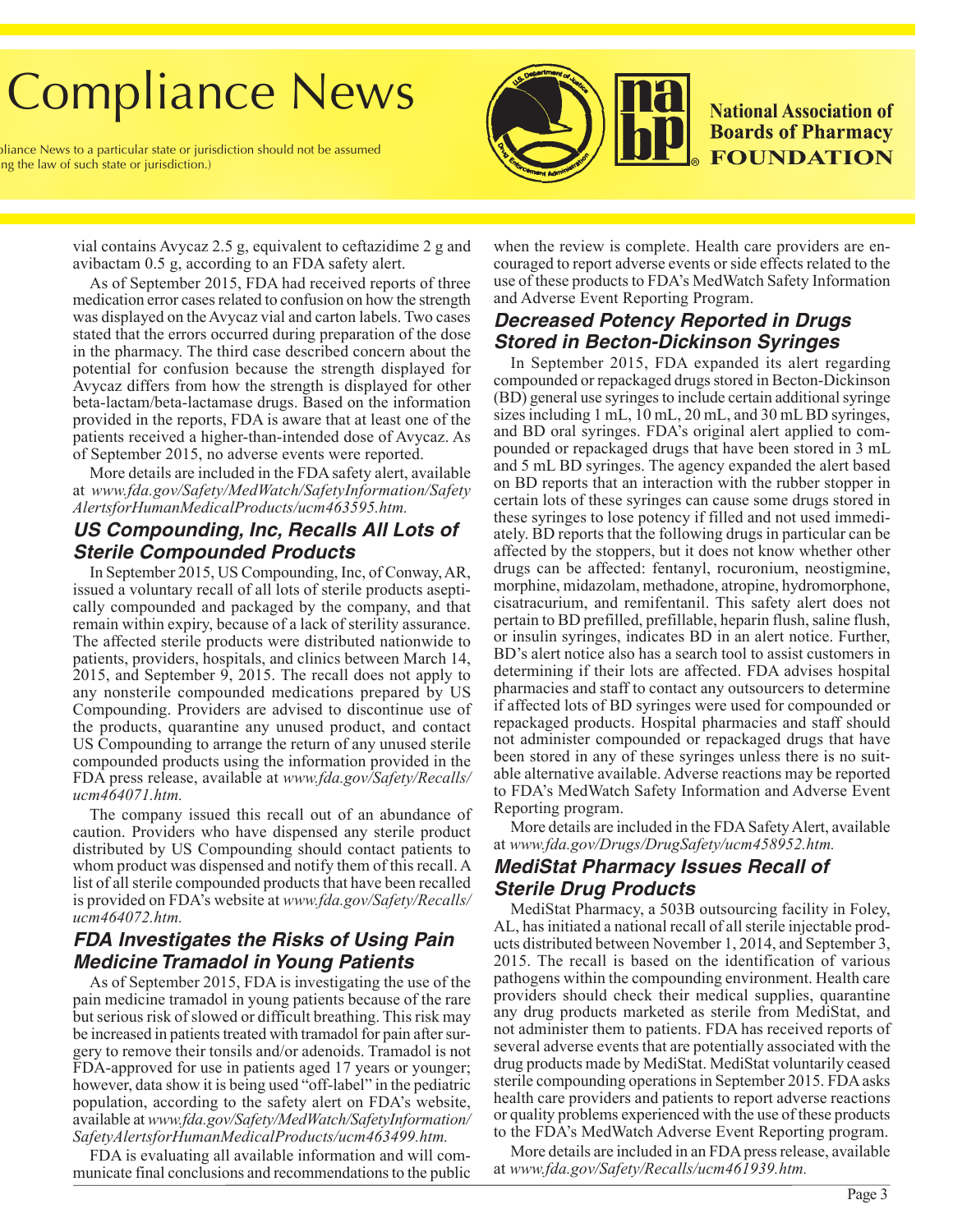vial contains Avycaz 2.5 g, equivalent to ceftazidime 2 g and avibactam 0.5 g, according to an FDA safety alert.

As of September 2015, FDA had received reports of three medication error cases related to confusion on how the strength was displayed on the Avycaz vial and carton labels. Two cases stated that the errors occurred during preparation of the dose in the pharmacy. The third case described concern about the potential for confusion because the strength displayed for Avycaz differs from how the strength is displayed for other beta-lactam/beta-lactamase drugs. Based on the information provided in the reports, FDA is aware that at least one of the patients received a higher-than-intended dose of Avycaz. As of September 2015, no adverse events were reported.

More details are included in the FDA safety alert, available at *www.fda.gov/Safety/MedWatch/SafetyInformation/SafetyAlertsforHumanMedicalProducts/ucm463595.htm.*

## US Compounding, Inc, Recalls All Lots of Sterile Compounded Products

In September 2015, US Compounding, Inc, of Conway, AR, issued a voluntary recall of all lots of sterile products aseptically compounded and packaged by the company, and that remain within expiry, because of a lack of sterility assurance. The affected sterile products were distributed nationwide to patients, providers, hospitals, and clinics between March 14, 2015, and September 9, 2015. The recall does not apply to any nonsterile compounded medications prepared by US Compounding. Providers are advised to discontinue use of the products, quarantine any unused product, and contact US Compounding to arrange the return of any unused sterile compounded products using the information provided in the FDA press release, available at *www.fda.gov/Safety/Recalls/ucm464071.htm.*

The company issued this recall out of an abundance of caution. Providers who have dispensed any sterile product distributed by US Compounding should contact patients to whom product was dispensed and notify them of this recall. A list of all sterile compounded products that have been recalled is provided on FDA's website at *www.fda.gov/Safety/Recalls/ucm464072.htm.*

## FDA Investigates the Risks of Using Pain Medicine Tramadol in Young Patients

As of September 2015, FDA is investigating the use of the pain medicine tramadol in young patients because of the rare but serious risk of slowed or difficult breathing. This risk may be increased in patients treated with tramadol for pain after surgery to remove their tonsils and/or adenoids. Tramadol is not FDA-approved for use in patients aged 17 years or younger; however, data show it is being used "off-label" in the pediatric population, according to the safety alert on FDA's website, available at *www.fda.gov/Safety/MedWatch/SafetyInformation/SafetyAlertsforHumanMedicalProducts/ucm463499.htm.*

FDA is evaluating all available information and will communicate final conclusions and recommendations to the public when the review is complete. Health care providers are encouraged to report adverse events or side effects related to the use of these products to FDA's MedWatch Safety Information and Adverse Event Reporting Program.

## Decreased Potency Reported in Drugs Stored in Becton-Dickinson Syringes

In September 2015, FDA expanded its alert regarding compounded or repackaged drugs stored in Becton-Dickinson (BD) general use syringes to include certain additional syringe sizes including 1 mL, 10 mL, 20 mL, and 30 mL BD syringes, and BD oral syringes. FDA's original alert applied to compounded or repackaged drugs that have been stored in 3 mL and 5 mL BD syringes. The agency expanded the alert based on BD reports that an interaction with the rubber stopper in certain lots of these syringes can cause some drugs stored in these syringes to lose potency if filled and not used immediately. BD reports that the following drugs in particular can be affected by the stoppers, but it does not know whether other drugs can be affected: fentanyl, rocuronium, neostigmine, morphine, midazolam, methadone, atropine, hydromorphone, cisatracurium, and remifentanil. This safety alert does not pertain to BD prefilled, prefillable, heparin flush, saline flush, or insulin syringes, indicates BD in an alert notice. Further, BD's alert notice also has a search tool to assist customers in determining if their lots are affected. FDA advises hospital pharmacies and staff to contact any outsourcers to determine if affected lots of BD syringes were used for compounded or repackaged products. Hospital pharmacies and staff should not administer compounded or repackaged drugs that have been stored in any of these syringes unless there is no suitable alternative available. Adverse reactions may be reported to FDA's MedWatch Safety Information and Adverse Event Reporting program.

More details are included in the FDA Safety Alert, available at *www.fda.gov/Drugs/DrugSafety/ucm458952.htm.*

## MediStat Pharmacy Issues Recall of Sterile Drug Products

MediStat Pharmacy, a 503B outsourcing facility in Foley, AL, has initiated a national recall of all sterile injectable products distributed between November 1, 2014, and September 3, 2015. The recall is based on the identification of various pathogens within the compounding environment. Health care providers should check their medical supplies, quarantine any drug products marketed as sterile from MediStat, and not administer them to patients. FDA has received reports of several adverse events that are potentially associated with the drug products made by MediStat. MediStat voluntarily ceased sterile compounding operations in September 2015. FDA asks health care providers and patients to report adverse reactions or quality problems experienced with the use of these products to the FDA's MedWatch Adverse Event Reporting program.

More details are included in an FDA press release, available at *www.fda.gov/Safety/Recalls/ucm461939.htm.*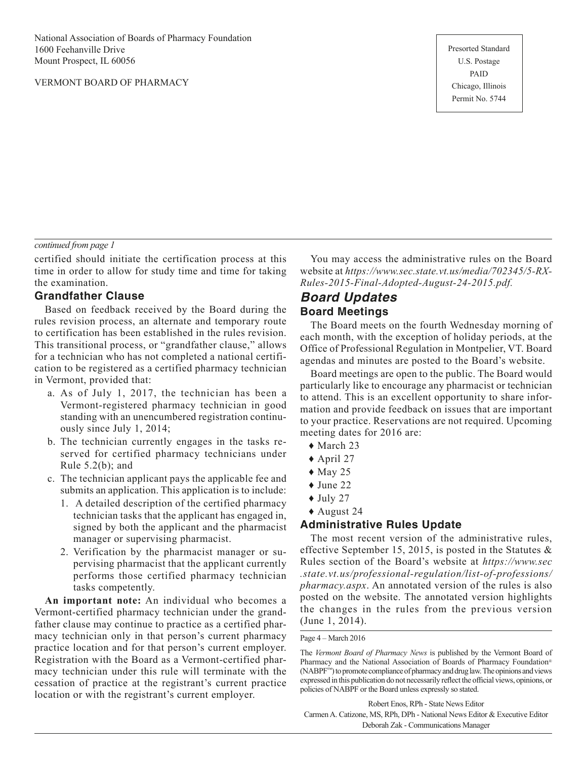National Association of Boards of Pharmacy Foundation
1600 Feehanville Drive
Mount Prospect, IL 60056

VERMONT BOARD OF PHARMACY

Presorted Standard
U.S. Postage
PAID
Chicago, Illinois
Permit No. 5744

*continued from page 1*

certified should initiate the certification process at this time in order to allow for study time and time for taking the examination.

### Grandfather Clause

Based on feedback received by the Board during the rules revision process, an alternate and temporary route to certification has been established in the rules revision. This transitional process, or "grandfather clause," allows for a technician who has not completed a national certification to be registered as a certified pharmacy technician in Vermont, provided that:

a. As of July 1, 2017, the technician has been a Vermont-registered pharmacy technician in good standing with an unencumbered registration continuously since July 1, 2014;

b. The technician currently engages in the tasks reserved for certified pharmacy technicians under Rule 5.2(b); and

c. The technician applicant pays the applicable fee and submits an application. This application is to include:

   1. A detailed description of the certified pharmacy technician tasks that the applicant has engaged in, signed by both the applicant and the pharmacist manager or supervising pharmacist.
   2. Verification by the pharmacist manager or supervising pharmacist that the applicant currently performs those certified pharmacy technician tasks competently.

**An important note:** An individual who becomes a Vermont-certified pharmacy technician under the grandfather clause may continue to practice as a certified pharmacy technician only in that person's current pharmacy practice location and for that person's current employer. Registration with the Board as a Vermont-certified pharmacy technician under this rule will terminate with the cessation of practice at the registrant's current practice location or with the registrant's current employer.

You may access the administrative rules on the Board website at *https://www.sec.state.vt.us/media/702345/5-RX-Rules-2015-Final-Adopted-August-24-2015.pdf.*

## *Board Updates*

### Board Meetings

The Board meets on the fourth Wednesday morning of each month, with the exception of holiday periods, at the Office of Professional Regulation in Montpelier, VT. Board agendas and minutes are posted to the Board's website.

Board meetings are open to the public. The Board would particularly like to encourage any pharmacist or technician to attend. This is an excellent opportunity to share information and provide feedback on issues that are important to your practice. Reservations are not required. Upcoming meeting dates for 2016 are:

- ♦ March 23
- ♦ April 27
- ♦ May 25
- ♦ June 22
- ♦ July 27
- ♦ August 24

### Administrative Rules Update

The most recent version of the administrative rules, effective September 15, 2015, is posted in the Statutes & Rules section of the Board's website at *https://www.sec.state.vt.us/professional-regulation/list-of-professions/pharmacy.aspx*. An annotated version of the rules is also posted on the website. The annotated version highlights the changes in the rules from the previous version (June 1, 2014).

Page 4 – March 2016

The *Vermont Board of Pharmacy News* is published by the Vermont Board of Pharmacy and the National Association of Boards of Pharmacy Foundation® (NABPF™) to promote compliance of pharmacy and drug law. The opinions and views expressed in this publication do not necessarily reflect the official views, opinions, or policies of NABPF or the Board unless expressly so stated.

Robert Enos, RPh - State News Editor
Carmen A. Catizone, MS, RPh, DPh - National News Editor & Executive Editor
Deborah Zak - Communications Manager